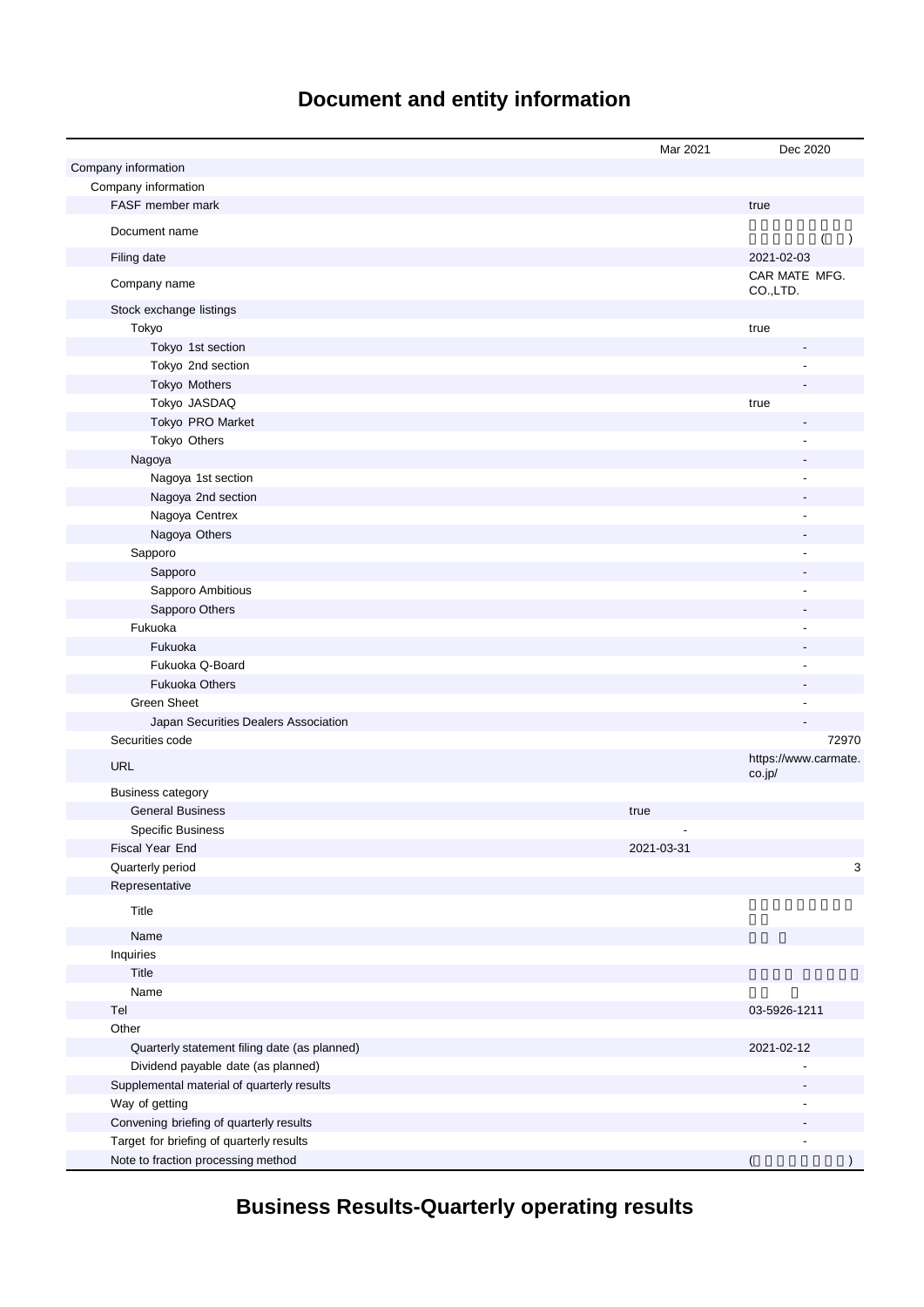# Document and entity information

| | Mar 2021 | Dec 2020 |
|---|---|---|
| Company information | | |
| Company information | | |
| FASF member mark | | true |
| Document name | | ( ) |
| Filing date | | 2021-02-03 |
| Company name | | CAR MATE MFG. CO.,LTD. |
| Stock exchange listings | | |
| Tokyo | | true |
| Tokyo 1st section | | - |
| Tokyo 2nd section | | - |
| Tokyo Mothers | | - |
| Tokyo JASDAQ | | true |
| Tokyo PRO Market | | - |
| Tokyo Others | | - |
| Nagoya | | - |
| Nagoya 1st section | | - |
| Nagoya 2nd section | | - |
| Nagoya Centrex | | - |
| Nagoya Others | | - |
| Sapporo | | - |
| Sapporo | | - |
| Sapporo Ambitious | | - |
| Sapporo Others | | - |
| Fukuoka | | - |
| Fukuoka | | - |
| Fukuoka Q-Board | | - |
| Fukuoka Others | | - |
| Green Sheet | | - |
| Japan Securities Dealers Association | | - |
| Securities code | | 72970 |
| URL | | https://www.carmate.co.jp/ |
| Business category | | |
| General Business | true | |
| Specific Business | - | |
| Fiscal Year End | 2021-03-31 | |
| Quarterly period | | 3 |
| Representative | | |
| Title | | |
| Name | | |
| Inquiries | | |
| Title | | |
| Name | | |
| Tel | | 03-5926-1211 |
| Other | | |
| Quarterly statement filing date (as planned) | | 2021-02-12 |
| Dividend payable date (as planned) | | - |
| Supplemental material of quarterly results | | - |
| Way of getting | | - |
| Convening briefing of quarterly results | | - |
| Target for briefing of quarterly results | | - |
| Note to fraction processing method | | ( ) |

# Business Results-Quarterly operating results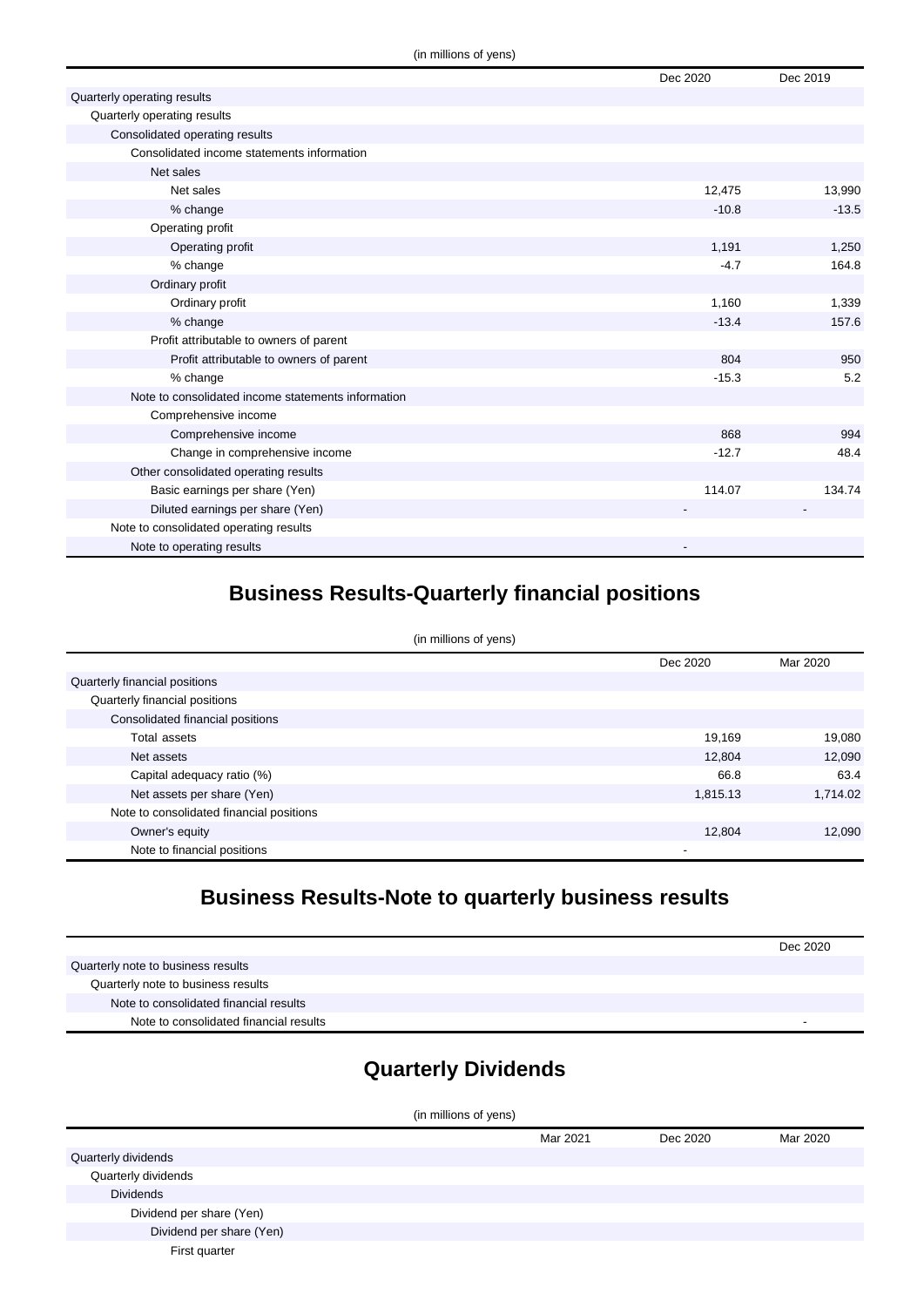(in millions of yens)

| | Dec 2020 | Dec 2019 |
|---|---|---|
| Quarterly operating results | | |
| Quarterly operating results | | |
| Consolidated operating results | | |
| Consolidated income statements information | | |
| Net sales | | |
| Net sales | 12,475 | 13,990 |
| % change | -10.8 | -13.5 |
| Operating profit | | |
| Operating profit | 1,191 | 1,250 |
| % change | -4.7 | 164.8 |
| Ordinary profit | | |
| Ordinary profit | 1,160 | 1,339 |
| % change | -13.4 | 157.6 |
| Profit attributable to owners of parent | | |
| Profit attributable to owners of parent | 804 | 950 |
| % change | -15.3 | 5.2 |
| Note to consolidated income statements information | | |
| Comprehensive income | | |
| Comprehensive income | 868 | 994 |
| Change in comprehensive income | -12.7 | 48.4 |
| Other consolidated operating results | | |
| Basic earnings per share (Yen) | 114.07 | 134.74 |
| Diluted earnings per share (Yen) | - | - |
| Note to consolidated operating results | | |
| Note to operating results | - | |

## Business Results-Quarterly financial positions

(in millions of yens)

| | Dec 2020 | Mar 2020 |
|---|---|---|
| Quarterly financial positions | | |
| Quarterly financial positions | | |
| Consolidated financial positions | | |
| Total assets | 19,169 | 19,080 |
| Net assets | 12,804 | 12,090 |
| Capital adequacy ratio (%) | 66.8 | 63.4 |
| Net assets per share (Yen) | 1,815.13 | 1,714.02 |
| Note to consolidated financial positions | | |
| Owner's equity | 12,804 | 12,090 |
| Note to financial positions | - | |

## Business Results-Note to quarterly business results

| | Dec 2020 |
|---|---|
| Quarterly note to business results | |
| Quarterly note to business results | |
| Note to consolidated financial results | |
| Note to consolidated financial results | - |

## Quarterly Dividends

(in millions of yens)

| | Mar 2021 | Dec 2020 | Mar 2020 |
|---|---|---|---|
| Quarterly dividends | | | |
| Quarterly dividends | | | |
| Dividends | | | |
| Dividend per share (Yen) | | | |
| Dividend per share (Yen) | | | |
| First quarter | | | |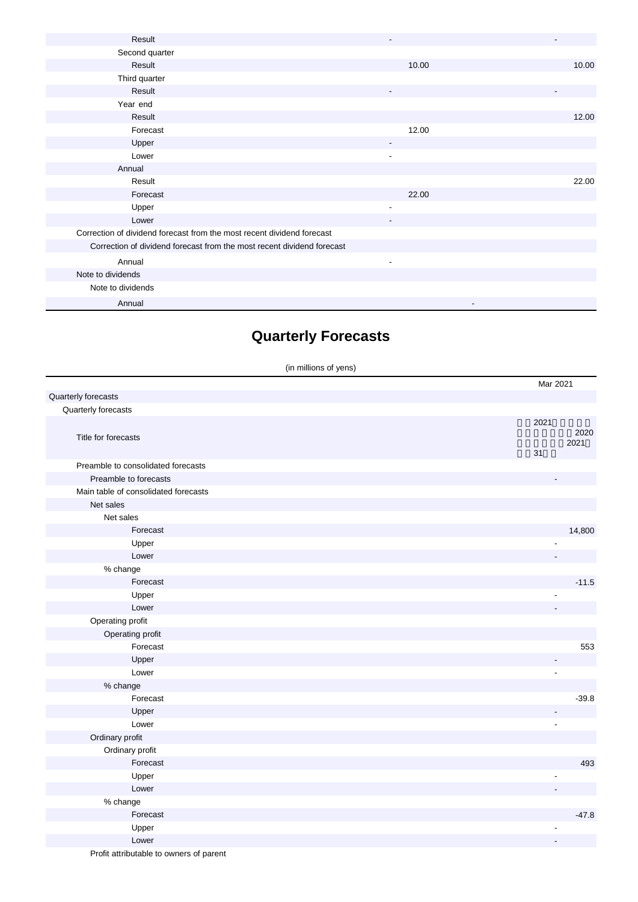| | | |
|---|---|---|
| Result | - | - |
| Second quarter | | |
| Result | 10.00 | 10.00 |
| Third quarter | | |
| Result | - | - |
| Year end | | |
| Result | | 12.00 |
| Forecast | 12.00 | |
| Upper | - | |
| Lower | - | |
| Annual | | |
| Result | | 22.00 |
| Forecast | 22.00 | |
| Upper | - | |
| Lower | - | |
| Correction of dividend forecast from the most recent dividend forecast | | |
| Correction of dividend forecast from the most recent dividend forecast | | |
| Annual | - | |
| Note to dividends | | |
| Note to dividends | | |
| Annual | - | |

## Quarterly Forecasts

(in millions of yens)

| | Mar 2021 |
|---|---|
| Quarterly forecasts | |
| Quarterly forecasts | |
| Title for forecasts | 2021 2020 2021 31 |
| Preamble to consolidated forecasts | |
| Preamble to forecasts | - |
| Main table of consolidated forecasts | |
| Net sales | |
| Net sales | |
| Forecast | 14,800 |
| Upper | - |
| Lower | - |
| % change | |
| Forecast | -11.5 |
| Upper | - |
| Lower | - |
| Operating profit | |
| Operating profit | |
| Forecast | 553 |
| Upper | - |
| Lower | - |
| % change | |
| Forecast | -39.8 |
| Upper | - |
| Lower | - |
| Ordinary profit | |
| Ordinary profit | |
| Forecast | 493 |
| Upper | - |
| Lower | - |
| % change | |
| Forecast | -47.8 |
| Upper | - |
| Lower | - |
| Profit attributable to owners of parent | |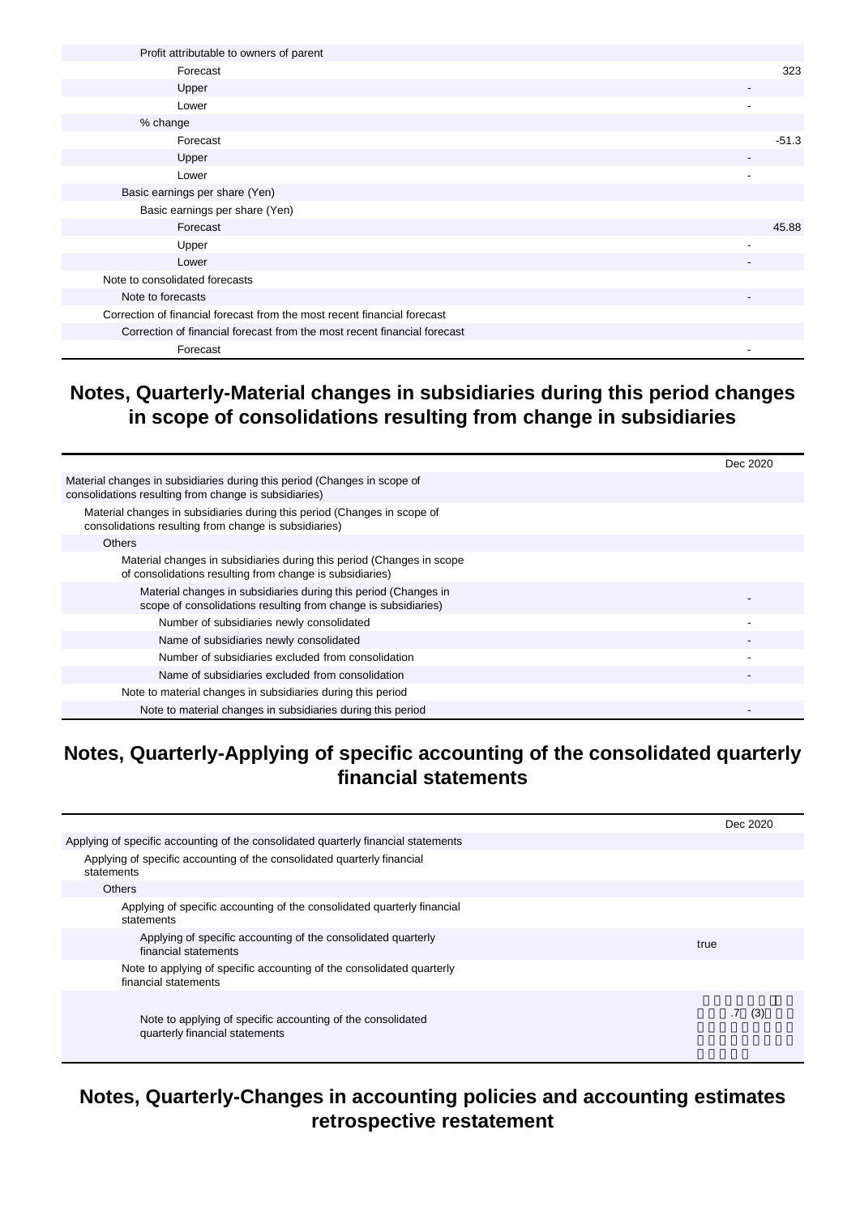| | |
|---|---|
| Profit attributable to owners of parent | |
| Forecast | 323 |
| Upper | - |
| Lower | - |
| % change | |
| Forecast | -51.3 |
| Upper | - |
| Lower | - |
| Basic earnings per share (Yen) | |
| Basic earnings per share (Yen) | |
| Forecast | 45.88 |
| Upper | - |
| Lower | - |
| Note to consolidated forecasts | |
| Note to forecasts | - |
| Correction of financial forecast from the most recent financial forecast | |
| Correction of financial forecast from the most recent financial forecast | |
| Forecast | - |

## Notes, Quarterly-Material changes in subsidiaries during this period changes in scope of consolidations resulting from change in subsidiaries

| | Dec 2020 |
|---|---|
| Material changes in subsidiaries during this period (Changes in scope of consolidations resulting from change is subsidiaries) | |
| Material changes in subsidiaries during this period (Changes in scope of consolidations resulting from change is subsidiaries) | |
| Others | |
| Material changes in subsidiaries during this period (Changes in scope of consolidations resulting from change is subsidiaries) | |
| Material changes in subsidiaries during this period (Changes in scope of consolidations resulting from change is subsidiaries) | - |
| Number of subsidiaries newly consolidated | - |
| Name of subsidiaries newly consolidated | - |
| Number of subsidiaries excluded from consolidation | - |
| Name of subsidiaries excluded from consolidation | - |
| Note to material changes in subsidiaries during this period | |
| Note to material changes in subsidiaries during this period | - |

## Notes, Quarterly-Applying of specific accounting of the consolidated quarterly financial statements

| | Dec 2020 |
|---|---|
| Applying of specific accounting of the consolidated quarterly financial statements | |
| Applying of specific accounting of the consolidated quarterly financial statements | |
| Others | |
| Applying of specific accounting of the consolidated quarterly financial statements | |
| Applying of specific accounting of the consolidated quarterly financial statements | true |
| Note to applying of specific accounting of the consolidated quarterly financial statements | |
| Note to applying of specific accounting of the consolidated quarterly financial statements | .7 (3) |

## Notes, Quarterly-Changes in accounting policies and accounting estimates retrospective restatement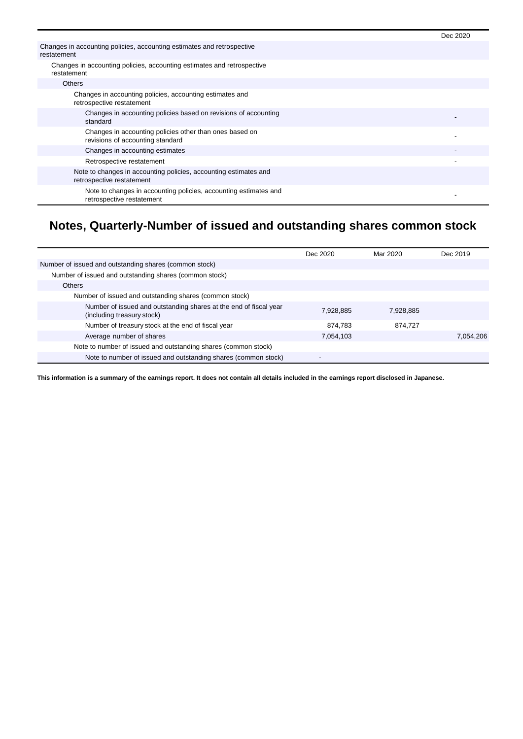| | Dec 2020 |
|---|---|
| Changes in accounting policies, accounting estimates and retrospective restatement | |
| Changes in accounting policies, accounting estimates and retrospective restatement | |
| Others | |
| Changes in accounting policies, accounting estimates and retrospective restatement | |
| Changes in accounting policies based on revisions of accounting standard | - |
| Changes in accounting policies other than ones based on revisions of accounting standard | - |
| Changes in accounting estimates | - |
| Retrospective restatement | - |
| Note to changes in accounting policies, accounting estimates and retrospective restatement | |
| Note to changes in accounting policies, accounting estimates and retrospective restatement | - |

## Notes, Quarterly-Number of issued and outstanding shares common stock

| | Dec 2020 | Mar 2020 | Dec 2019 |
|---|---|---|---|
| Number of issued and outstanding shares (common stock) | | | |
| Number of issued and outstanding shares (common stock) | | | |
| Others | | | |
| Number of issued and outstanding shares (common stock) | | | |
| Number of issued and outstanding shares at the end of fiscal year (including treasury stock) | 7,928,885 | 7,928,885 | |
| Number of treasury stock at the end of fiscal year | 874,783 | 874,727 | |
| Average number of shares | 7,054,103 | | 7,054,206 |
| Note to number of issued and outstanding shares (common stock) | | | |
| Note to number of issued and outstanding shares (common stock) | - | | |

**This information is a summary of the earnings report. It does not contain all details included in the earnings report disclosed in Japanese.**